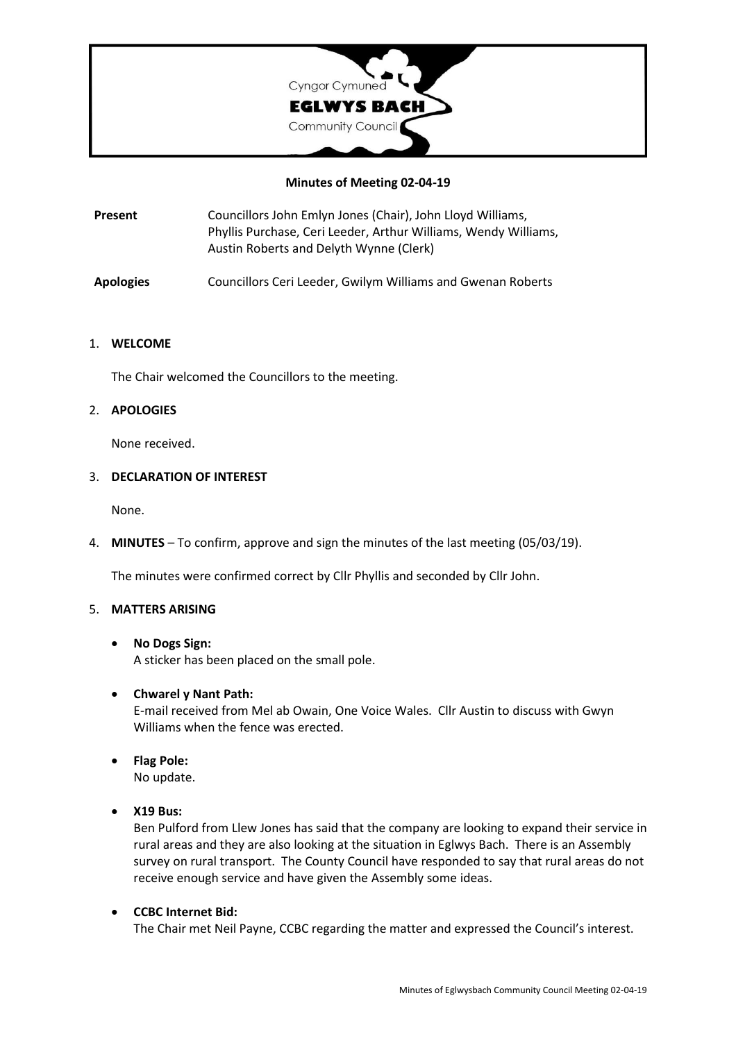Cyngor Cymuned

**EGLWYS BACH**

Community Council

**Minutes of Meeting 02-04-19**

**Present** Councillors John Emlyn Jones (Chair), John Lloyd Williams, Phyllis Purchase, Ceri Leeder, Arthur Williams, Wendy Williams, Austin Roberts and Delyth Wynne (Clerk)

**Apologies** Councillors Ceri Leeder, Gwilym Williams and Gwenan Roberts

1. **WELCOME**

   The Chair welcomed the Councillors to the meeting.

2. **APOLOGIES**

   None received.

3. **DECLARATION OF INTEREST**

   None.

4. **MINUTES** – To confirm, approve and sign the minutes of the last meeting (05/03/19).

   The minutes were confirmed correct by Cllr Phyllis and seconded by Cllr John.

5. **MATTERS ARISING**

   - **No Dogs Sign:**
     A sticker has been placed on the small pole.

   - **Chwarel y Nant Path:**
     E-mail received from Mel ab Owain, One Voice Wales. Cllr Austin to discuss with Gwyn Williams when the fence was erected.

   - **Flag Pole:**
     No update.

   - **X19 Bus:**
     Ben Pulford from Llew Jones has said that the company are looking to expand their service in rural areas and they are also looking at the situation in Eglwys Bach. There is an Assembly survey on rural transport. The County Council have responded to say that rural areas do not receive enough service and have given the Assembly some ideas.

   - **CCBC Internet Bid:**
     The Chair met Neil Payne, CCBC regarding the matter and expressed the Council's interest.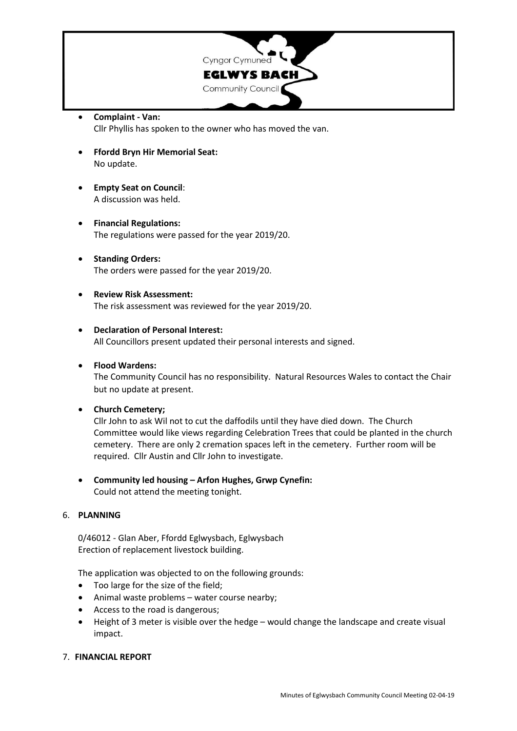- **Complaint - Van:**
  Cllr Phyllis has spoken to the owner who has moved the van.

- **Ffordd Bryn Hir Memorial Seat:**
  No update.

- **Empty Seat on Council**:
  A discussion was held.

- **Financial Regulations:**
  The regulations were passed for the year 2019/20.

- **Standing Orders:**
  The orders were passed for the year 2019/20.

- **Review Risk Assessment:**
  The risk assessment was reviewed for the year 2019/20.

- **Declaration of Personal Interest:**
  All Councillors present updated their personal interests and signed.

- **Flood Wardens:**
  The Community Council has no responsibility. Natural Resources Wales to contact the Chair but no update at present.

- **Church Cemetery;**
  Cllr John to ask Wil not to cut the daffodils until they have died down. The Church Committee would like views regarding Celebration Trees that could be planted in the church cemetery. There are only 2 cremation spaces left in the cemetery. Further room will be required. Cllr Austin and Cllr John to investigate.

- **Community led housing – Arfon Hughes, Grwp Cynefin:**
  Could not attend the meeting tonight.

6. **PLANNING**

0/46012 - Glan Aber, Ffordd Eglwysbach, Eglwysbach
Erection of replacement livestock building.

The application was objected to on the following grounds:

- Too large for the size of the field;
- Animal waste problems – water course nearby;
- Access to the road is dangerous;
- Height of 3 meter is visible over the hedge – would change the landscape and create visual impact.

7. **FINANCIAL REPORT**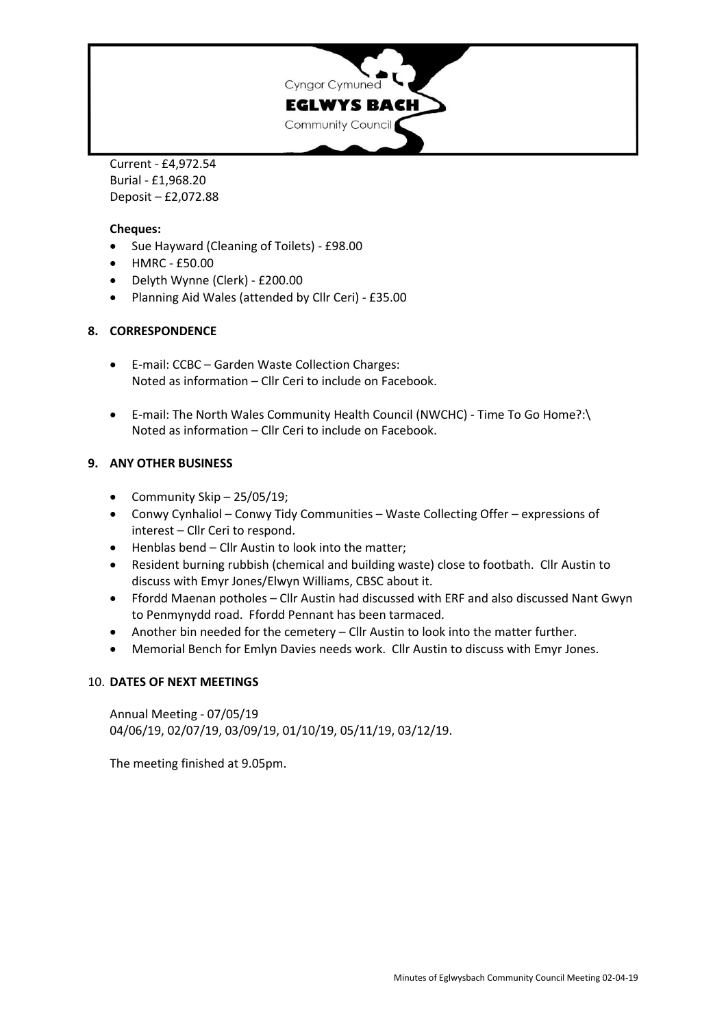Current - £4,972.54
Burial - £1,968.20
Deposit – £2,072.88

**Cheques:**

- Sue Hayward (Cleaning of Toilets) - £98.00
- HMRC - £50.00
- Delyth Wynne (Clerk) - £200.00
- Planning Aid Wales (attended by Cllr Ceri) - £35.00

## 8. CORRESPONDENCE

- E-mail: CCBC – Garden Waste Collection Charges:
  Noted as information – Cllr Ceri to include on Facebook.

- E-mail: The North Wales Community Health Council (NWCHC) - Time To Go Home?:\
  Noted as information – Cllr Ceri to include on Facebook.

## 9. ANY OTHER BUSINESS

- Community Skip – 25/05/19;
- Conwy Cynhaliol – Conwy Tidy Communities – Waste Collecting Offer – expressions of interest – Cllr Ceri to respond.
- Henblas bend – Cllr Austin to look into the matter;
- Resident burning rubbish (chemical and building waste) close to footbath. Cllr Austin to discuss with Emyr Jones/Elwyn Williams, CBSC about it.
- Ffordd Maenan potholes – Cllr Austin had discussed with ERF and also discussed Nant Gwyn to Penmynydd road. Ffordd Pennant has been tarmaced.
- Another bin needed for the cemetery – Cllr Austin to look into the matter further.
- Memorial Bench for Emlyn Davies needs work. Cllr Austin to discuss with Emyr Jones.

## 10. DATES OF NEXT MEETINGS

Annual Meeting - 07/05/19
04/06/19, 02/07/19, 03/09/19, 01/10/19, 05/11/19, 03/12/19.

The meeting finished at 9.05pm.